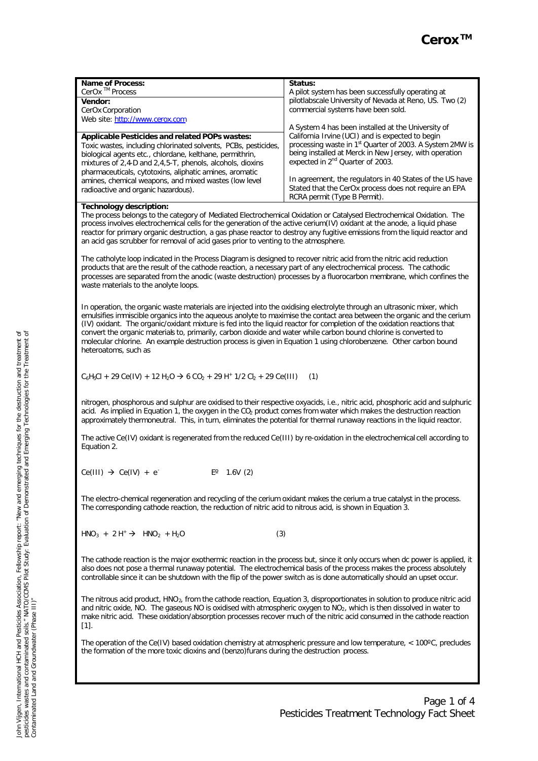# Cerox™

| **Name of Process:** CerOx ™ Process<br>**Vendor:** CerOx Corporation<br>Web site: http://www.cerox.com<br><br>**Applicable Pesticides and related POPs wastes:**<br>Toxic wastes, including chlorinated solvents, PCBs, pesticides, biological agents etc., chlordane, kelthane, permithrin, mixtures of 2,4-D and 2,4,5-T, phenols, alcohols, dioxins pharmaceuticals, cytotoxins, aliphatic amines, aromatic amines, chemical weapons, and mixed wastes (low level radioactive and organic hazardous). | **Status:**<br>A pilot system has been successfully operating at pilotlabscale University of Nevada at Reno, US. Two (2) commercial systems have been sold.<br><br>A System 4 has been installed at the University of California Irvine (UCI) and is expected to begin processing waste in 1st Quarter of 2003. A System 2MW is being installed at Merck in New Jersey, with operation expected in 2nd Quarter of 2003.<br><br>In agreement, the regulators in 40 States of the US have Stated that the CerOx process does not require an EPA RCRA permit (Type B Permit). |
|---|---|

**Technology description:**

The process belongs to the category of Mediated Electrochemical Oxidation or Catalysed Electrochemical Oxidation. The process involves electrochemical cells for the generation of the active cerium(IV) oxidant at the anode, a liquid phase reactor for primary organic destruction, a gas phase reactor to destroy any fugitive emissions from the liquid reactor and an acid gas scrubber for removal of acid gases prior to venting to the atmosphere.

The catholyte loop indicated in the Process Diagram is designed to recover nitric acid from the nitric acid reduction products that are the result of the cathode reaction, a necessary part of any electrochemical process. The cathodic processes are separated from the anodic (waste destruction) processes by a fluorocarbon membrane, which confines the waste materials to the anolyte loops.

In operation, the organic waste materials are injected into the oxidising electrolyte through an ultrasonic mixer, which emulsifies immiscible organics into the aqueous anolyte to maximise the contact area between the organic and the cerium (IV) oxidant. The organic/oxidant mixture is fed into the liquid reactor for completion of the oxidation reactions that convert the organic materials to, primarily, carbon dioxide and water while carbon bound chlorine is converted to molecular chlorine. An example destruction process is given in Equation 1 using chlorobenzene. Other carbon bound heteroatoms, such as

$$C_6H_5Cl + 29\,Ce(IV) + 12\,H_2O \rightarrow 6\,CO_2 + 29\,H^+ \,1/2\,Cl_2 + 29\,Ce(III) \quad (1)$$

nitrogen, phosphorous and sulphur are oxidised to their respective oxyacids, i.e., nitric acid, phosphoric acid and sulphuric acid. As implied in Equation 1, the oxygen in the $CO_2$ product comes from water which makes the destruction reaction approximately thermoneutral. This, in turn, eliminates the potential for thermal runaway reactions in the liquid reactor.

The active Ce(IV) oxidant is regenerated from the reduced Ce(III) by re-oxidation in the electrochemical cell according to Equation 2.

$$Ce(III) \rightarrow Ce(IV) + e^- \qquad E^o\ 1.6V \quad (2)$$

The electro-chemical regeneration and recycling of the cerium oxidant makes the cerium a true catalyst in the process. The corresponding cathode reaction, the reduction of nitric acid to nitrous acid, is shown in Equation 3.

$$HNO_3 + 2H^+ \rightarrow HNO_2 + H_2O \quad (3)$$

The cathode reaction is the major exothermic reaction in the process but, since it only occurs when dc power is applied, it also does not pose a thermal runaway potential. The electrochemical basis of the process makes the process absolutely controllable since it can be shutdown with the flip of the power switch as is done automatically should an upset occur.

The nitrous acid product, $HNO_2$, from the cathode reaction, Equation 3, disproportionates in solution to produce nitric acid and nitric oxide, NO. The gaseous NO is oxidised with atmospheric oxygen to $NO_2$, which is then dissolved in water to make nitric acid. These oxidation/absorption processes recover much of the nitric acid consumed in the cathode reaction [1].

The operation of the Ce(IV) based oxidation chemistry at atmospheric pressure and low temperature, < 100ºC, precludes the formation of the more toxic dioxins and (benzo)furans during the destruction process.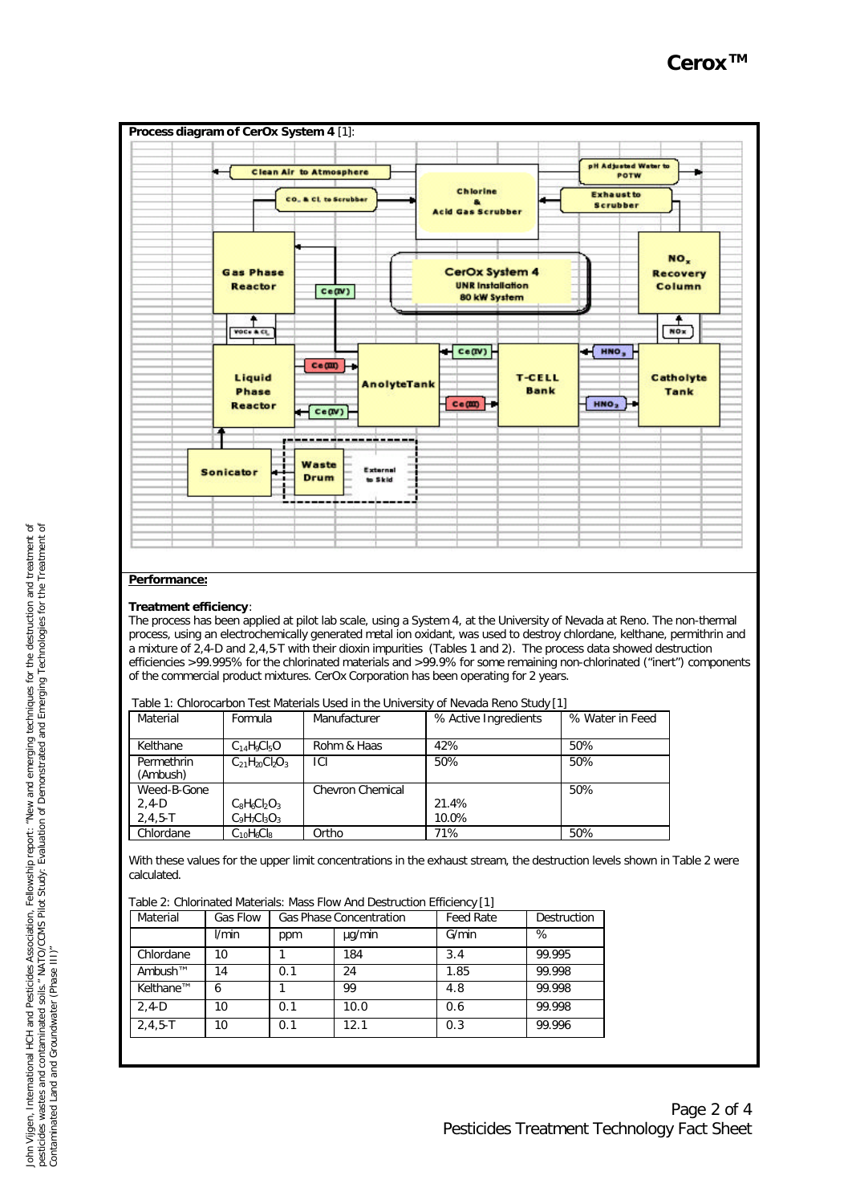**Process diagram of CerOx System 4** [1]:

Clean Air to Atmosphere

$CO_2$ & $Cl_2$ to Scrubber

Chlorine & Acid Gas Scrubber

pH Adjusted Water to POTW

Exhaust to Scrubber

Gas Phase Reactor

Ce(IV)

CerOx System 4
UNR Installation
80 kW System

$NO_x$ Recovery Column

VOCs & $Cl_2$

NOx

Liquid Phase Reactor

Ce(III)

Ce(IV)

AnolyteTank

Ce(IV)

Ce(III)

T-CELL Bank

$HNO_3$

$HNO_3$

Catholyte Tank

Sonicator

Waste Drum

External to Skid

**Performance:**

**Treatment efficiency**:
The process has been applied at pilot lab scale, using a System 4, at the University of Nevada at Reno. The non-thermal process, using an electrochemically generated metal ion oxidant, was used to destroy chlordane, kelthane, permithrin and a mixture of 2,4-D and 2,4,5-T with their dioxin impurities (Tables 1 and 2). The process data showed destruction efficiencies >99.995% for the chlorinated materials and >99.9% for some remaining non-chlorinated ("inert") components of the commercial product mixtures. CerOx Corporation has been operating for 2 years.

Table 1: Chlorocarbon Test Materials Used in the University of Nevada Reno Study [1]

| Material | Formula | Manufacturer | % Active Ingredients | % Water in Feed |
|---|---|---|---|---|
| Kelthane | $C_{14}H_9Cl_5O$ | Rohm & Haas | 42% | 50% |
| Permethrin (Ambush) | $C_{21}H_{20}Cl_2O_3$ | ICI | 50% | 50% |
| Weed-B-Gone<br>2,4-D<br>2,4,5-T | <br>$C_8H_6Cl_2O_3$<br>$C_9H_7Cl_3O_3$ | Chevron Chemical | <br>21.4%<br>10.0% | 50% |
| Chlordane | $C_{10}H_6Cl_8$ | Ortho | 71% | 50% |

With these values for the upper limit concentrations in the exhaust stream, the destruction levels shown in Table 2 were calculated.

Table 2: Chlorinated Materials: Mass Flow And Destruction Efficiency [1]

| Material | Gas Flow | Gas Phase Concentration | | Feed Rate | Destruction |
|---|---|---|---|---|---|
| | l/min | ppm | µg/min | G/min | % |
| Chlordane | 10 | 1 | 184 | 3.4 | 99.995 |
| Ambush™ | 14 | 0.1 | 24 | 1.85 | 99.998 |
| Kelthane™ | 6 | 1 | 99 | 4.8 | 99.998 |
| 2,4-D | 10 | 0.1 | 10.0 | 0.6 | 99.998 |
| 2,4,5-T | 10 | 0.1 | 12.1 | 0.3 | 99.996 |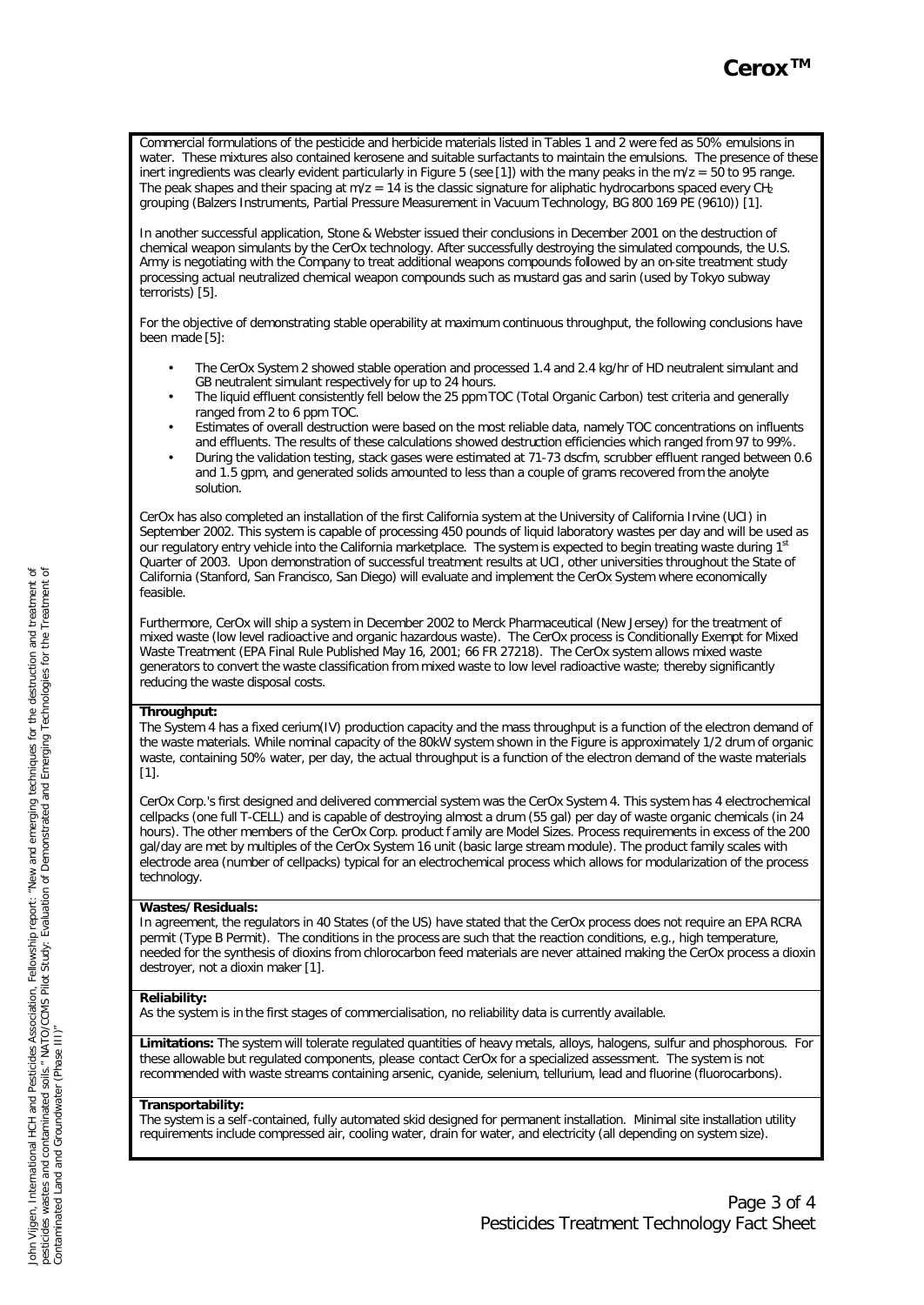Commercial formulations of the pesticide and herbicide materials listed in Tables 1 and 2 were fed as 50% emulsions in water. These mixtures also contained kerosene and suitable surfactants to maintain the emulsions. The presence of these inert ingredients was clearly evident particularly in Figure 5 (see [1]) with the many peaks in the m/z = 50 to 95 range. The peak shapes and their spacing at m/z = 14 is the classic signature for aliphatic hydrocarbons spaced every $CH_2$ grouping (Balzers Instruments, Partial Pressure Measurement in Vacuum Technology, BG 800 169 PE (9610)) [1].

In another successful application, Stone & Webster issued their conclusions in December 2001 on the destruction of chemical weapon simulants by the CerOx technology. After successfully destroying the simulated compounds, the U.S. Army is negotiating with the Company to treat additional weapons compounds followed by an on-site treatment study processing actual neutralized chemical weapon compounds such as mustard gas and sarin (used by Tokyo subway terrorists) [5].

For the objective of demonstrating stable operability at maximum continuous throughput, the following conclusions have been made [5]:

- The CerOx System 2 showed stable operation and processed 1.4 and 2.4 kg/hr of HD neutralent simulant and GB neutralent simulant respectively for up to 24 hours.
- The liquid effluent consistently fell below the 25 ppm TOC (Total Organic Carbon) test criteria and generally ranged from 2 to 6 ppm TOC.
- Estimates of overall destruction were based on the most reliable data, namely TOC concentrations on influents and effluents. The results of these calculations showed destruction efficiencies which ranged from 97 to 99%.
- During the validation testing, stack gases were estimated at 71-73 dscfm, scrubber effluent ranged between 0.6 and 1.5 gpm, and generated solids amounted to less than a couple of grams recovered from the anolyte solution.

CerOx has also completed an installation of the first California system at the University of California Irvine (UCI) in September 2002. This system is capable of processing 450 pounds of liquid laboratory wastes per day and will be used as our regulatory entry vehicle into the California marketplace. The system is expected to begin treating waste during 1st Quarter of 2003. Upon demonstration of successful treatment results at UCI, other universities throughout the State of California (Stanford, San Francisco, San Diego) will evaluate and implement the CerOx System where economically feasible.

Furthermore, CerOx will ship a system in December 2002 to Merck Pharmaceutical (New Jersey) for the treatment of mixed waste (low level radioactive and organic hazardous waste). The CerOx process is Conditionally Exempt for Mixed Waste Treatment (EPA Final Rule Published May 16, 2001; 66 FR 27218). The CerOx system allows mixed waste generators to convert the waste classification from mixed waste to low level radioactive waste; thereby significantly reducing the waste disposal costs.

**Throughput:**
The System 4 has a fixed cerium(IV) production capacity and the mass throughput is a function of the electron demand of the waste materials. While nominal capacity of the 80kW system shown in the Figure is approximately 1/2 drum of organic waste, containing 50% water, per day, the actual throughput is a function of the electron demand of the waste materials [1].

CerOx Corp.'s first designed and delivered commercial system was the CerOx System 4. This system has 4 electrochemical cellpacks (one full T-CELL) and is capable of destroying almost a drum (55 gal) per day of waste organic chemicals (in 24 hours). The other members of the CerOx Corp. product family are Model Sizes. Process requirements in excess of the 200 gal/day are met by multiples of the CerOx System 16 unit (basic large stream module). The product family scales with electrode area (number of cellpacks) typical for an electrochemical process which allows for modularization of the process technology.

**Wastes/Residuals:**
In agreement, the regulators in 40 States (of the US) have stated that the CerOx process does not require an EPA RCRA permit (Type B Permit). The conditions in the process are such that the reaction conditions, e.g., high temperature, needed for the synthesis of dioxins from chlorocarbon feed materials are never attained making the CerOx process a dioxin destroyer, not a dioxin maker [1].

**Reliability:**
As the system is in the first stages of commercialisation, no reliability data is currently available.

**Limitations:** The system will tolerate regulated quantities of heavy metals, alloys, halogens, sulfur and phosphorous. For these allowable but regulated components, please contact CerOx for a specialized assessment. The system is not recommended with waste streams containing arsenic, cyanide, selenium, tellurium, lead and fluorine (fluorocarbons).

**Transportability:**
The system is a self-contained, fully automated skid designed for permanent installation. Minimal site installation utility requirements include compressed air, cooling water, drain for water, and electricity (all depending on system size).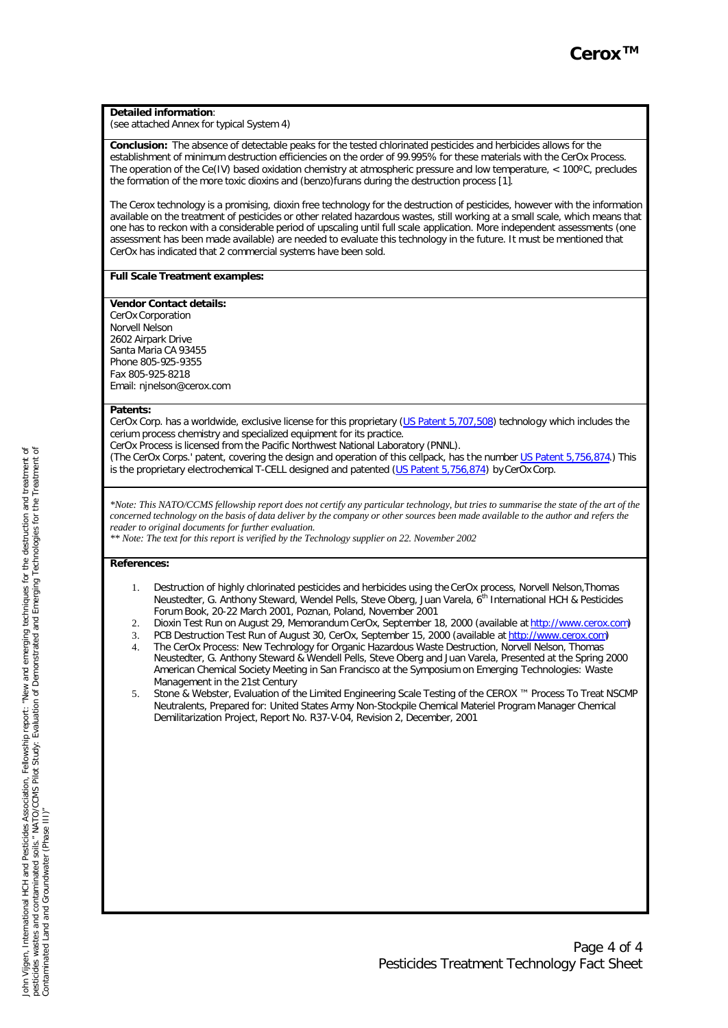**Detailed information**:
(see attached Annex for typical System 4)

**Conclusion:** The absence of detectable peaks for the tested chlorinated pesticides and herbicides allows for the establishment of minimum destruction efficiencies on the order of 99.995% for these materials with the CerOx Process. The operation of the Ce(IV) based oxidation chemistry at atmospheric pressure and low temperature, < 100ºC, precludes the formation of the more toxic dioxins and (benzo)furans during the destruction process [1].

The Cerox technology is a promising, dioxin free technology for the destruction of pesticides, however with the information available on the treatment of pesticides or other related hazardous wastes, still working at a small scale, which means that one has to reckon with a considerable period of upscaling until full scale application. More independent assessments (one assessment has been made available) are needed to evaluate this technology in the future. It must be mentioned that CerOx has indicated that 2 commercial systems have been sold.

**Full Scale Treatment examples:**

**Vendor Contact details:**
CerOx Corporation
Norvell Nelson
2602 Airpark Drive
Santa Maria CA 93455
Phone 805-925-9355
Fax 805-925-8218
Email: njnelson@cerox.com

**Patents:**
CerOx Corp. has a worldwide, exclusive license for this proprietary (US Patent 5,707,508) technology which includes the cerium process chemistry and specialized equipment for its practice.
CerOx Process is licensed from the Pacific Northwest National Laboratory (PNNL).
(The CerOx Corps.' patent, covering the design and operation of this cellpack, has the number US Patent 5,756,874.) This is the proprietary electrochemical T-CELL designed and patented (US Patent 5,756,874) by CerOx Corp.

*\*Note: This NATO/CCMS fellowship report does not certify any particular technology, but tries to summarise the state of the art of the concerned technology on the basis of data deliver by the company or other sources been made available to the author and refers the reader to original documents for further evaluation.*
*\*\* Note: The text for this report is verified by the Technology supplier on 22. November 2002*

**References:**

1. Destruction of highly chlorinated pesticides and herbicides using the CerOx process, Norvell Nelson, Thomas Neustedter, G. Anthony Steward, Wendel Pells, Steve Oberg, Juan Varela, 6th International HCH & Pesticides Forum Book, 20-22 March 2001, Poznan, Poland, November 2001
2. Dioxin Test Run on August 29, Memorandum CerOx, September 18, 2000 (available at http://www.cerox.com)
3. PCB Destruction Test Run of August 30, CerOx, September 15, 2000 (available at http://www.cerox.com)
4. The CerOx Process: New Technology for Organic Hazardous Waste Destruction, Norvell Nelson, Thomas Neustedter, G. Anthony Steward & Wendell Pells, Steve Oberg and Juan Varela, Presented at the Spring 2000 American Chemical Society Meeting in San Francisco at the Symposium on Emerging Technologies: Waste Management in the 21st Century
5. Stone & Webster, Evaluation of the Limited Engineering Scale Testing of the CEROX ™ Process To Treat NSCMP Neutralents, Prepared for: United States Army Non-Stockpile Chemical Materiel Program Manager Chemical Demilitarization Project, Report No. R37-V-04, Revision 2, December, 2001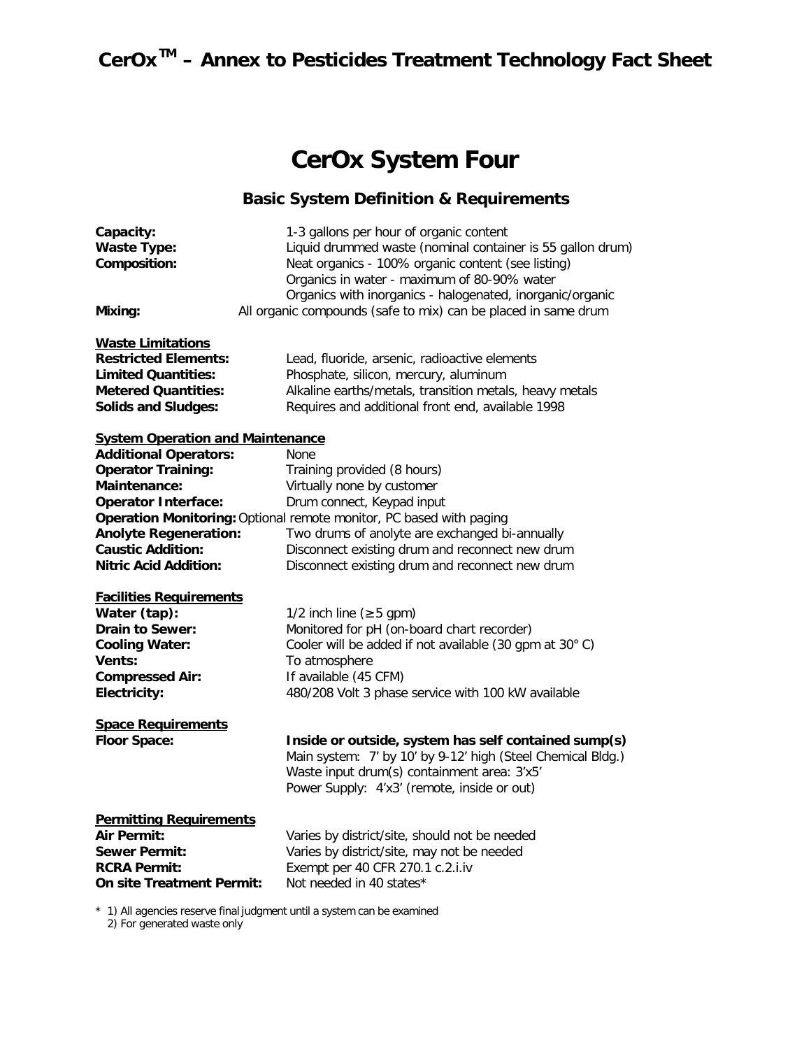# CerOx™ – Annex to Pesticides Treatment Technology Fact Sheet

# CerOx System Four

## Basic System Definition & Requirements

**Capacity:** 1-3 gallons per hour of organic content
**Waste Type:** Liquid drummed waste (nominal container is 55 gallon drum)
**Composition:** Neat organics - 100% organic content (see listing)
Organics in water - maximum of 80-90% water
Organics with inorganics - halogenated, inorganic/organic
**Mixing:** All organic compounds (safe to mix) can be placed in same drum

**Waste Limitations**
**Restricted Elements:** Lead, fluoride, arsenic, radioactive elements
**Limited Quantities:** Phosphate, silicon, mercury, aluminum
**Metered Quantities:** Alkaline earths/metals, transition metals, heavy metals
**Solids and Sludges:** Requires and additional front end, available 1998

**System Operation and Maintenance**
**Additional Operators:** None
**Operator Training:** Training provided (8 hours)
**Maintenance:** Virtually none by customer
**Operator Interface:** Drum connect, Keypad input
**Operation Monitoring:** Optional remote monitor, PC based with paging
**Anolyte Regeneration:** Two drums of anolyte are exchanged bi-annually
**Caustic Addition:** Disconnect existing drum and reconnect new drum
**Nitric Acid Addition:** Disconnect existing drum and reconnect new drum

**Facilities Requirements**
**Water (tap):** 1/2 inch line (≥ 5 gpm)
**Drain to Sewer:** Monitored for pH (on-board chart recorder)
**Cooling Water:** Cooler will be added if not available (30 gpm at 30° C)
**Vents:** To atmosphere
**Compressed Air:** If available (45 CFM)
**Electricity:** 480/208 Volt 3 phase service with 100 kW available

**Space Requirements**
**Floor Space:** **Inside or outside, system has self contained sump(s)**
Main system: 7' by 10' by 9-12' high (Steel Chemical Bldg.)
Waste input drum(s) containment area: 3'x5'
Power Supply: 4'x3' (remote, inside or out)

**Permitting Requirements**
**Air Permit:** Varies by district/site, should not be needed
**Sewer Permit:** Varies by district/site, may not be needed
**RCRA Permit:** Exempt per 40 CFR 270.1 c.2.i.iv
**On site Treatment Permit:** Not needed in 40 states*

* 1) All agencies reserve final judgment until a system can be examined
2) For generated waste only